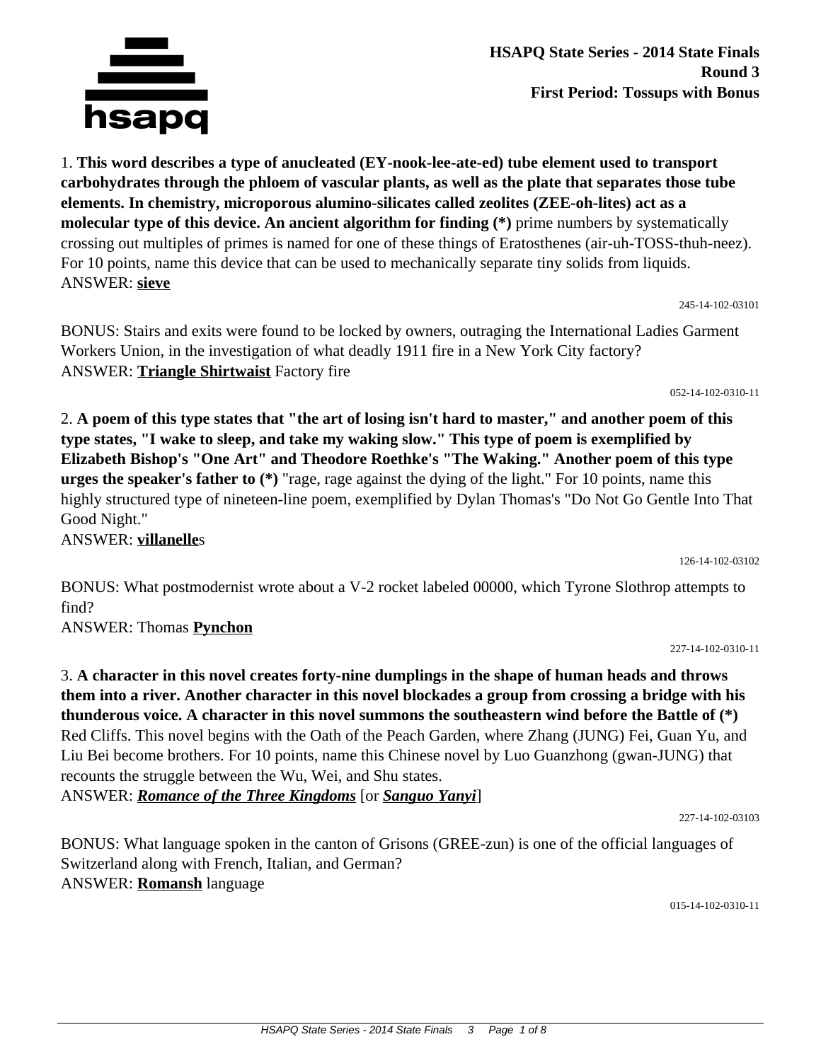**HSAPQ State Series - 2014 State Finals**
**Round 3**
**First Period: Tossups with Bonus**

1. **This word describes a type of anucleated (EY-nook-lee-ate-ed) tube element used to transport carbohydrates through the phloem of vascular plants, as well as the plate that separates those tube elements. In chemistry, microporous alumino-silicates called zeolites (ZEE-oh-lites) act as a molecular type of this device. An ancient algorithm for finding (*)** prime numbers by systematically crossing out multiples of primes is named for one of these things of Eratosthenes (air-uh-TOSS-thuh-neez). For 10 points, name this device that can be used to mechanically separate tiny solids from liquids.
ANSWER: **sieve**

245-14-102-03101

BONUS: Stairs and exits were found to be locked by owners, outraging the International Ladies Garment Workers Union, in the investigation of what deadly 1911 fire in a New York City factory?
ANSWER: **Triangle Shirtwaist** Factory fire

052-14-102-0310-11

2. **A poem of this type states that "the art of losing isn't hard to master," and another poem of this type states, "I wake to sleep, and take my waking slow." This type of poem is exemplified by Elizabeth Bishop's "One Art" and Theodore Roethke's "The Waking." Another poem of this type urges the speaker's father to (*)** "rage, rage against the dying of the light." For 10 points, name this highly structured type of nineteen-line poem, exemplified by Dylan Thomas's "Do Not Go Gentle Into That Good Night."
ANSWER: **villanelle**s

126-14-102-03102

BONUS: What postmodernist wrote about a V-2 rocket labeled 00000, which Tyrone Slothrop attempts to find?
ANSWER: Thomas **Pynchon**

227-14-102-0310-11

3. **A character in this novel creates forty-nine dumplings in the shape of human heads and throws them into a river. Another character in this novel blockades a group from crossing a bridge with his thunderous voice. A character in this novel summons the southeastern wind before the Battle of (*)** Red Cliffs. This novel begins with the Oath of the Peach Garden, where Zhang (JUNG) Fei, Guan Yu, and Liu Bei become brothers. For 10 points, name this Chinese novel by Luo Guanzhong (gwan-JUNG) that recounts the struggle between the Wu, Wei, and Shu states.
ANSWER: ***Romance of the Three Kingdoms*** [or ***Sanguo Yanyi***]

227-14-102-03103

BONUS: What language spoken in the canton of Grisons (GREE-zun) is one of the official languages of Switzerland along with French, Italian, and German?
ANSWER: **Romansh** language

015-14-102-0310-11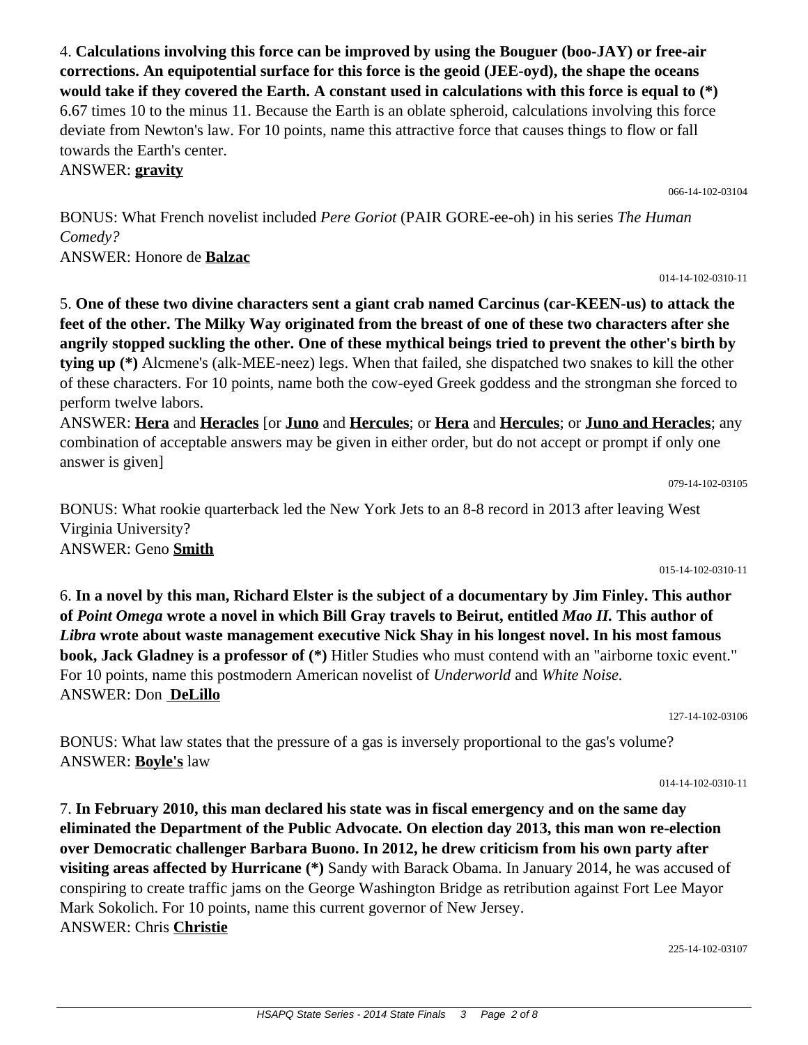4. **Calculations involving this force can be improved by using the Bouguer (boo-JAY) or free-air corrections. An equipotential surface for this force is the geoid (JEE-oyd), the shape the oceans would take if they covered the Earth. A constant used in calculations with this force is equal to (*)** 6.67 times 10 to the minus 11. Because the Earth is an oblate spheroid, calculations involving this force deviate from Newton's law. For 10 points, name this attractive force that causes things to flow or fall towards the Earth's center.
ANSWER: **gravity**

066-14-102-03104

BONUS: What French novelist included *Pere Goriot* (PAIR GORE-ee-oh) in his series *The Human Comedy?*
ANSWER: Honore de **Balzac**

014-14-102-0310-11

5. **One of these two divine characters sent a giant crab named Carcinus (car-KEEN-us) to attack the feet of the other. The Milky Way originated from the breast of one of these two characters after she angrily stopped suckling the other. One of these mythical beings tried to prevent the other's birth by tying up (*)** Alcmene's (alk-MEE-neez) legs. When that failed, she dispatched two snakes to kill the other of these characters. For 10 points, name both the cow-eyed Greek goddess and the strongman she forced to perform twelve labors.
ANSWER: **Hera** and **Heracles** [or **Juno** and **Hercules**; or **Hera** and **Hercules**; or **Juno and Heracles**; any combination of acceptable answers may be given in either order, but do not accept or prompt if only one answer is given]

079-14-102-03105

BONUS: What rookie quarterback led the New York Jets to an 8-8 record in 2013 after leaving West Virginia University?
ANSWER: Geno **Smith**

015-14-102-0310-11

6. **In a novel by this man, Richard Elster is the subject of a documentary by Jim Finley. This author of *Point Omega* wrote a novel in which Bill Gray travels to Beirut, entitled *Mao II.* This author of *Libra* wrote about waste management executive Nick Shay in his longest novel. In his most famous book, Jack Gladney is a professor of (*)** Hitler Studies who must contend with an "airborne toxic event." For 10 points, name this postmodern American novelist of *Underworld* and *White Noise.*
ANSWER: Don **DeLillo**

127-14-102-03106

BONUS: What law states that the pressure of a gas is inversely proportional to the gas's volume?
ANSWER: **Boyle's** law

014-14-102-0310-11

7. **In February 2010, this man declared his state was in fiscal emergency and on the same day eliminated the Department of the Public Advocate. On election day 2013, this man won re-election over Democratic challenger Barbara Buono. In 2012, he drew criticism from his own party after visiting areas affected by Hurricane (*)** Sandy with Barack Obama. In January 2014, he was accused of conspiring to create traffic jams on the George Washington Bridge as retribution against Fort Lee Mayor Mark Sokolich. For 10 points, name this current governor of New Jersey.
ANSWER: Chris **Christie**

225-14-102-03107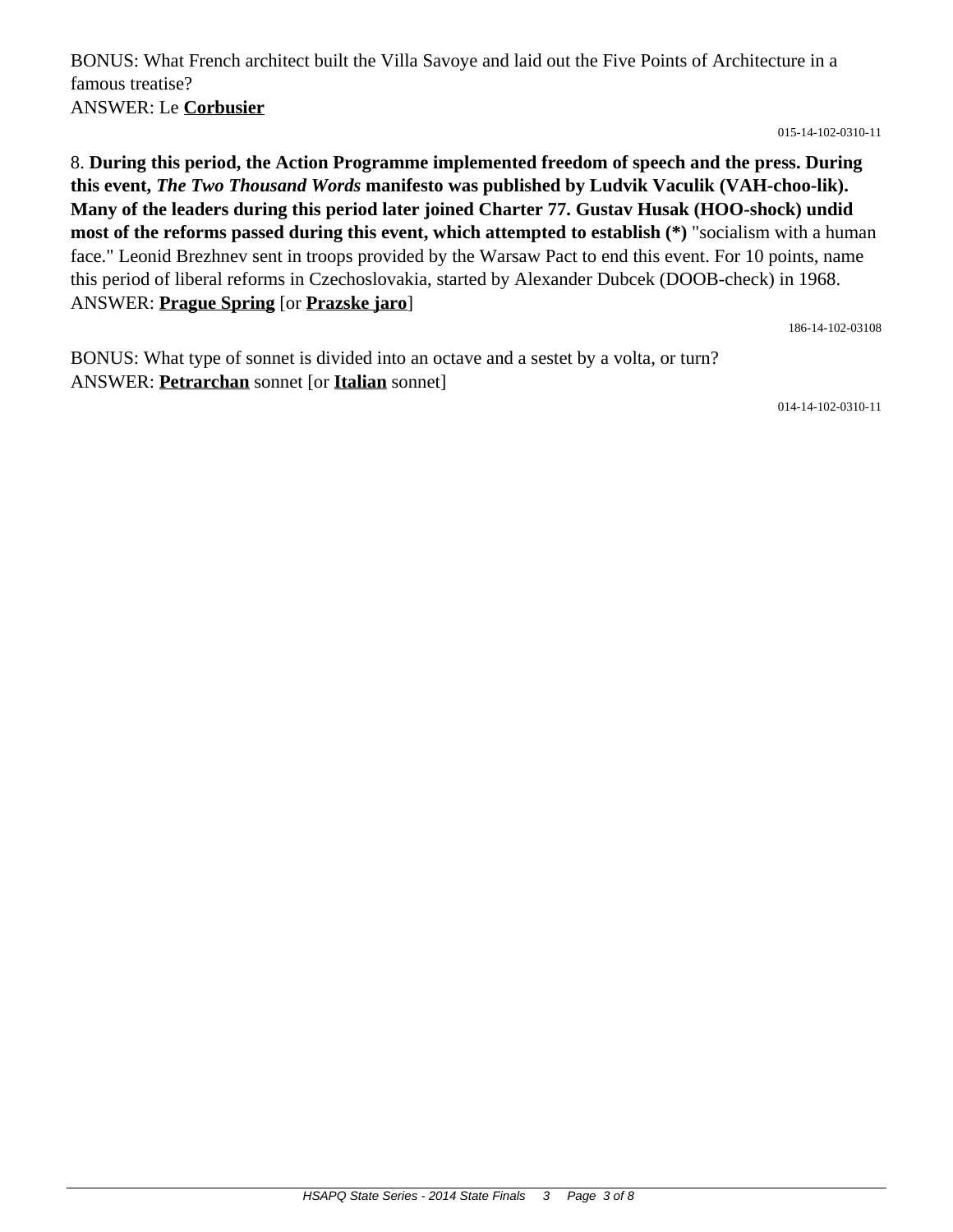BONUS: What French architect built the Villa Savoye and laid out the Five Points of Architecture in a famous treatise?
ANSWER: Le **Corbusier**

015-14-102-0310-11

8. **During this period, the Action Programme implemented freedom of speech and the press. During this event, *The Two Thousand Words* manifesto was published by Ludvik Vaculik (VAH-choo-lik). Many of the leaders during this period later joined Charter 77. Gustav Husak (HOO-shock) undid most of the reforms passed during this event, which attempted to establish (*)** "socialism with a human face." Leonid Brezhnev sent in troops provided by the Warsaw Pact to end this event. For 10 points, name this period of liberal reforms in Czechoslovakia, started by Alexander Dubcek (DOOB-check) in 1968.
ANSWER: **Prague Spring** [or **Prazske jaro**]

186-14-102-03108

BONUS: What type of sonnet is divided into an octave and a sestet by a volta, or turn?
ANSWER: **Petrarchan** sonnet [or **Italian** sonnet]

014-14-102-0310-11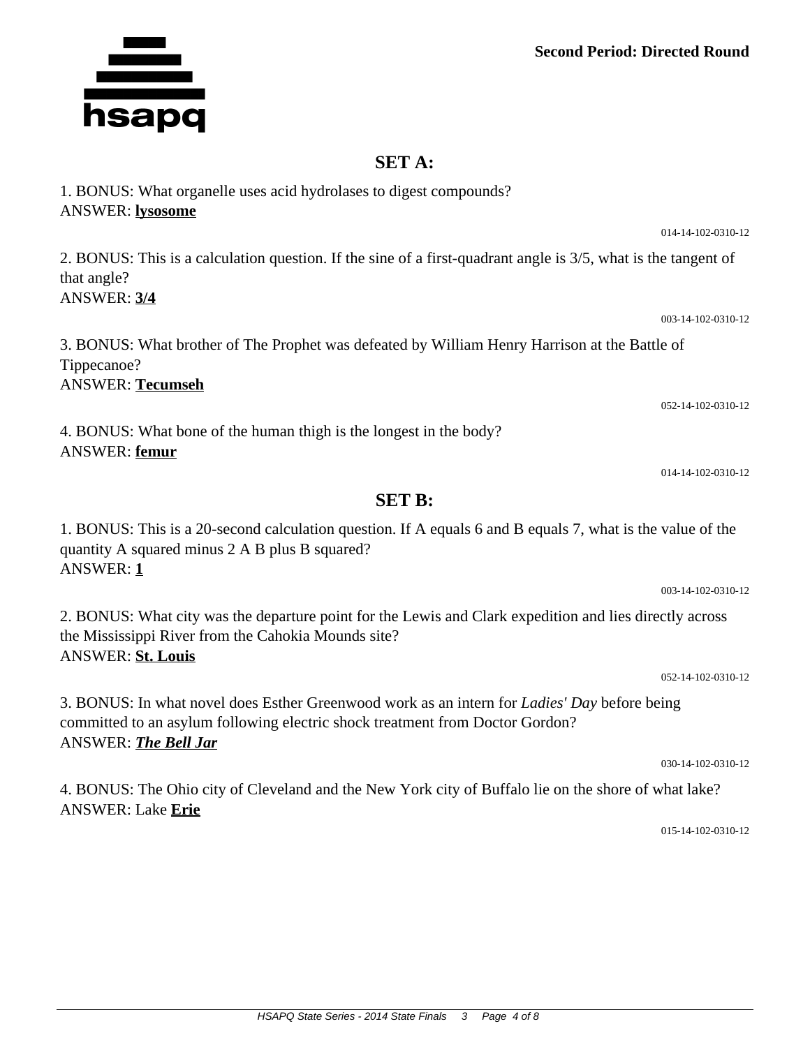**Second Period: Directed Round**

## SET A:

1. BONUS: What organelle uses acid hydrolases to digest compounds?
ANSWER: **lysosome**

014-14-102-0310-12

2. BONUS: This is a calculation question. If the sine of a first-quadrant angle is 3/5, what is the tangent of that angle?
ANSWER: **3/4**

003-14-102-0310-12

3. BONUS: What brother of The Prophet was defeated by William Henry Harrison at the Battle of Tippecanoe?
ANSWER: **Tecumseh**

052-14-102-0310-12

4. BONUS: What bone of the human thigh is the longest in the body?
ANSWER: **femur**

014-14-102-0310-12

## SET B:

1. BONUS: This is a 20-second calculation question. If A equals 6 and B equals 7, what is the value of the quantity A squared minus 2 A B plus B squared?
ANSWER: **1**

003-14-102-0310-12

2. BONUS: What city was the departure point for the Lewis and Clark expedition and lies directly across the Mississippi River from the Cahokia Mounds site?
ANSWER: **St. Louis**

052-14-102-0310-12

3. BONUS: In what novel does Esther Greenwood work as an intern for *Ladies' Day* before being committed to an asylum following electric shock treatment from Doctor Gordon?
ANSWER: ***The Bell Jar***

030-14-102-0310-12

4. BONUS: The Ohio city of Cleveland and the New York city of Buffalo lie on the shore of what lake?
ANSWER: Lake **Erie**

015-14-102-0310-12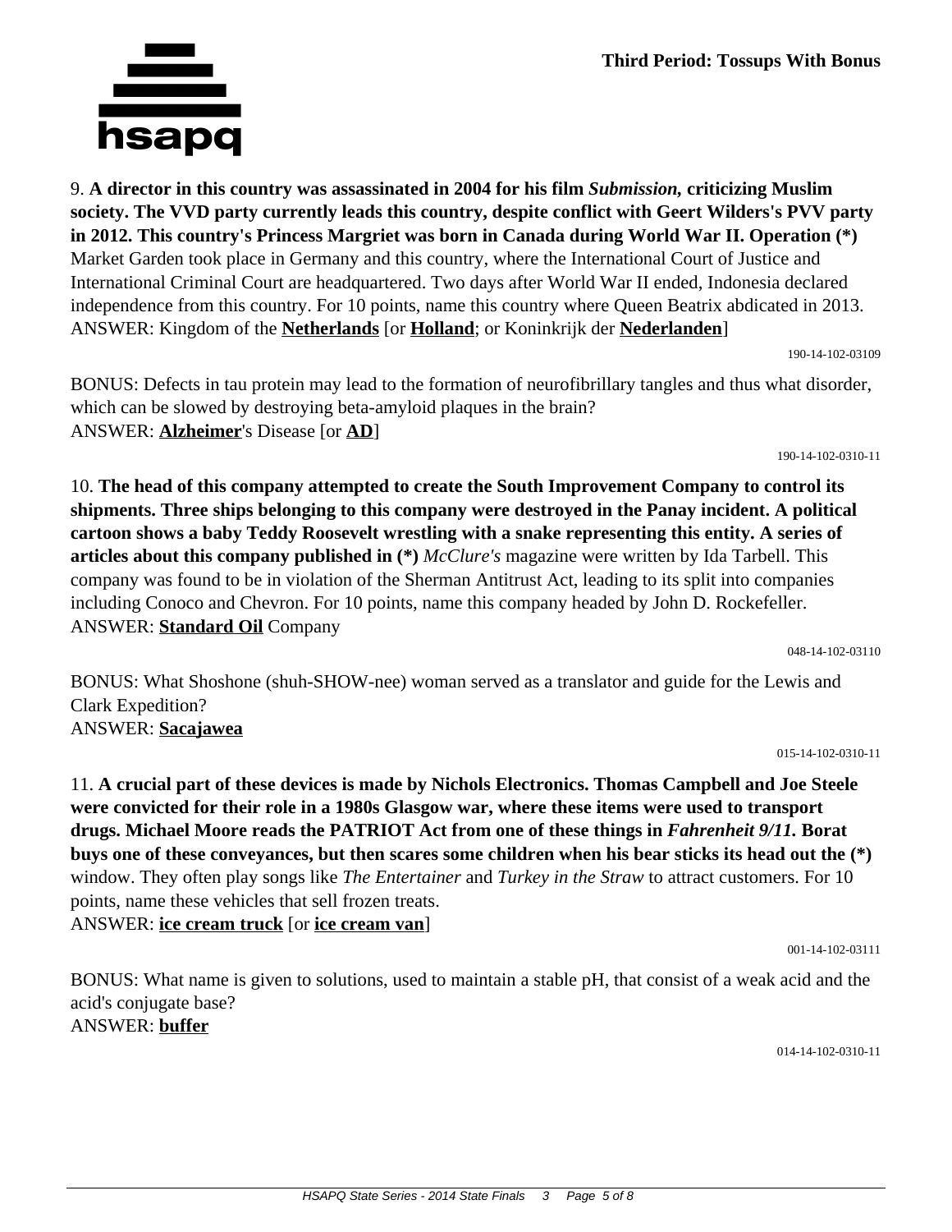**Third Period: Tossups With Bonus**

9. **A director in this country was assassinated in 2004 for his film *Submission,* criticizing Muslim society. The VVD party currently leads this country, despite conflict with Geert Wilders's PVV party in 2012. This country's Princess Margriet was born in Canada during World War II. Operation (*)** Market Garden took place in Germany and this country, where the International Court of Justice and International Criminal Court are headquartered. Two days after World War II ended, Indonesia declared independence from this country. For 10 points, name this country where Queen Beatrix abdicated in 2013.
ANSWER: Kingdom of the **Netherlands** [or **Holland**; or Koninkrijk der **Nederlanden**]

190-14-102-03109

BONUS: Defects in tau protein may lead to the formation of neurofibrillary tangles and thus what disorder, which can be slowed by destroying beta-amyloid plaques in the brain?
ANSWER: **Alzheimer**'s Disease [or **AD**]

190-14-102-0310-11

10. **The head of this company attempted to create the South Improvement Company to control its shipments. Three ships belonging to this company were destroyed in the Panay incident. A political cartoon shows a baby Teddy Roosevelt wrestling with a snake representing this entity. A series of articles about this company published in (*)** *McClure's* magazine were written by Ida Tarbell. This company was found to be in violation of the Sherman Antitrust Act, leading to its split into companies including Conoco and Chevron. For 10 points, name this company headed by John D. Rockefeller.
ANSWER: **Standard Oil** Company

048-14-102-03110

BONUS: What Shoshone (shuh-SHOW-nee) woman served as a translator and guide for the Lewis and Clark Expedition?
ANSWER: **Sacajawea**

015-14-102-0310-11

11. **A crucial part of these devices is made by Nichols Electronics. Thomas Campbell and Joe Steele were convicted for their role in a 1980s Glasgow war, where these items were used to transport drugs. Michael Moore reads the PATRIOT Act from one of these things in *Fahrenheit 9/11.* Borat buys one of these conveyances, but then scares some children when his bear sticks its head out the (*)** window. They often play songs like *The Entertainer* and *Turkey in the Straw* to attract customers. For 10 points, name these vehicles that sell frozen treats.
ANSWER: **ice cream truck** [or **ice cream van**]

001-14-102-03111

BONUS: What name is given to solutions, used to maintain a stable pH, that consist of a weak acid and the acid's conjugate base?
ANSWER: **buffer**

014-14-102-0310-11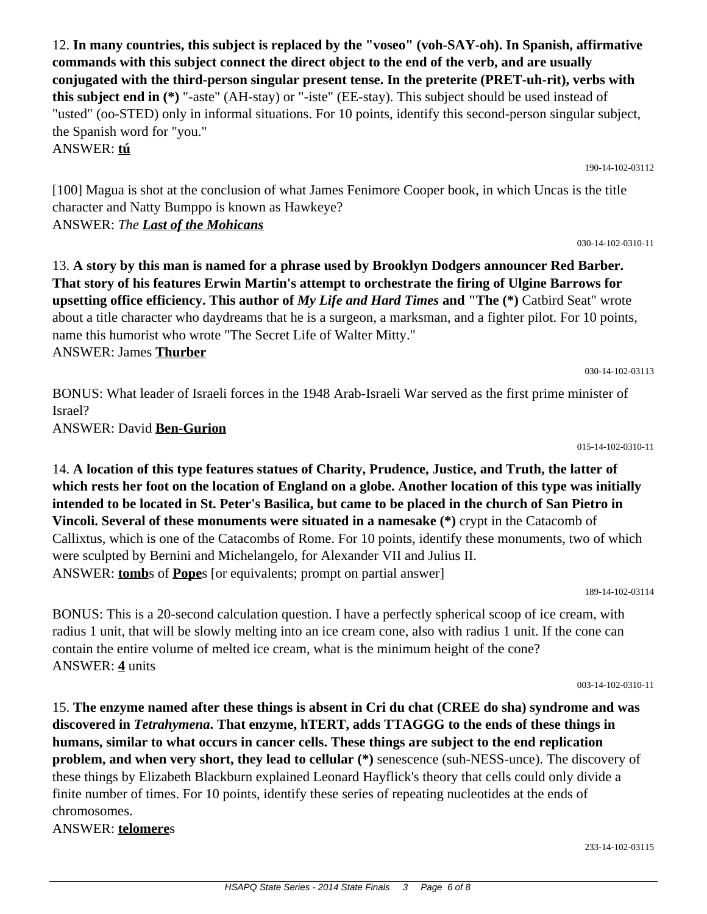12. **In many countries, this subject is replaced by the "voseo" (voh-SAY-oh). In Spanish, affirmative commands with this subject connect the direct object to the end of the verb, and are usually conjugated with the third-person singular present tense. In the preterite (PRET-uh-rit), verbs with this subject end in (*)** "-aste" (AH-stay) or "-iste" (EE-stay). This subject should be used instead of "usted" (oo-STED) only in informal situations. For 10 points, identify this second-person singular subject, the Spanish word for "you."
ANSWER: **tú**

190-14-102-03112

[100] Magua is shot at the conclusion of what James Fenimore Cooper book, in which Uncas is the title character and Natty Bumppo is known as Hawkeye?
ANSWER: *The* ***Last of the Mohicans***

030-14-102-0310-11

13. **A story by this man is named for a phrase used by Brooklyn Dodgers announcer Red Barber. That story of his features Erwin Martin's attempt to orchestrate the firing of Ulgine Barrows for upsetting office efficiency. This author of *My Life and Hard Times* and "The (*)** Catbird Seat" wrote about a title character who daydreams that he is a surgeon, a marksman, and a fighter pilot. For 10 points, name this humorist who wrote "The Secret Life of Walter Mitty."
ANSWER: James **Thurber**

030-14-102-03113

BONUS: What leader of Israeli forces in the 1948 Arab-Israeli War served as the first prime minister of Israel?
ANSWER: David **Ben-Gurion**

015-14-102-0310-11

14. **A location of this type features statues of Charity, Prudence, Justice, and Truth, the latter of which rests her foot on the location of England on a globe. Another location of this type was initially intended to be located in St. Peter's Basilica, but came to be placed in the church of San Pietro in Vincoli. Several of these monuments were situated in a namesake (*)** crypt in the Catacomb of Callixtus, which is one of the Catacombs of Rome. For 10 points, identify these monuments, two of which were sculpted by Bernini and Michelangelo, for Alexander VII and Julius II.
ANSWER: **tomb**s of **Pope**s [or equivalents; prompt on partial answer]

189-14-102-03114

BONUS: This is a 20-second calculation question. I have a perfectly spherical scoop of ice cream, with radius 1 unit, that will be slowly melting into an ice cream cone, also with radius 1 unit. If the cone can contain the entire volume of melted ice cream, what is the minimum height of the cone?
ANSWER: **4** units

003-14-102-0310-11

15. **The enzyme named after these things is absent in Cri du chat (CREE do sha) syndrome and was discovered in *Tetrahymena*. That enzyme, hTERT, adds TTAGGG to the ends of these things in humans, similar to what occurs in cancer cells. These things are subject to the end replication problem, and when very short, they lead to cellular (*)** senescence (suh-NESS-unce). The discovery of these things by Elizabeth Blackburn explained Leonard Hayflick's theory that cells could only divide a finite number of times. For 10 points, identify these series of repeating nucleotides at the ends of chromosomes.
ANSWER: **telomere**s

233-14-102-03115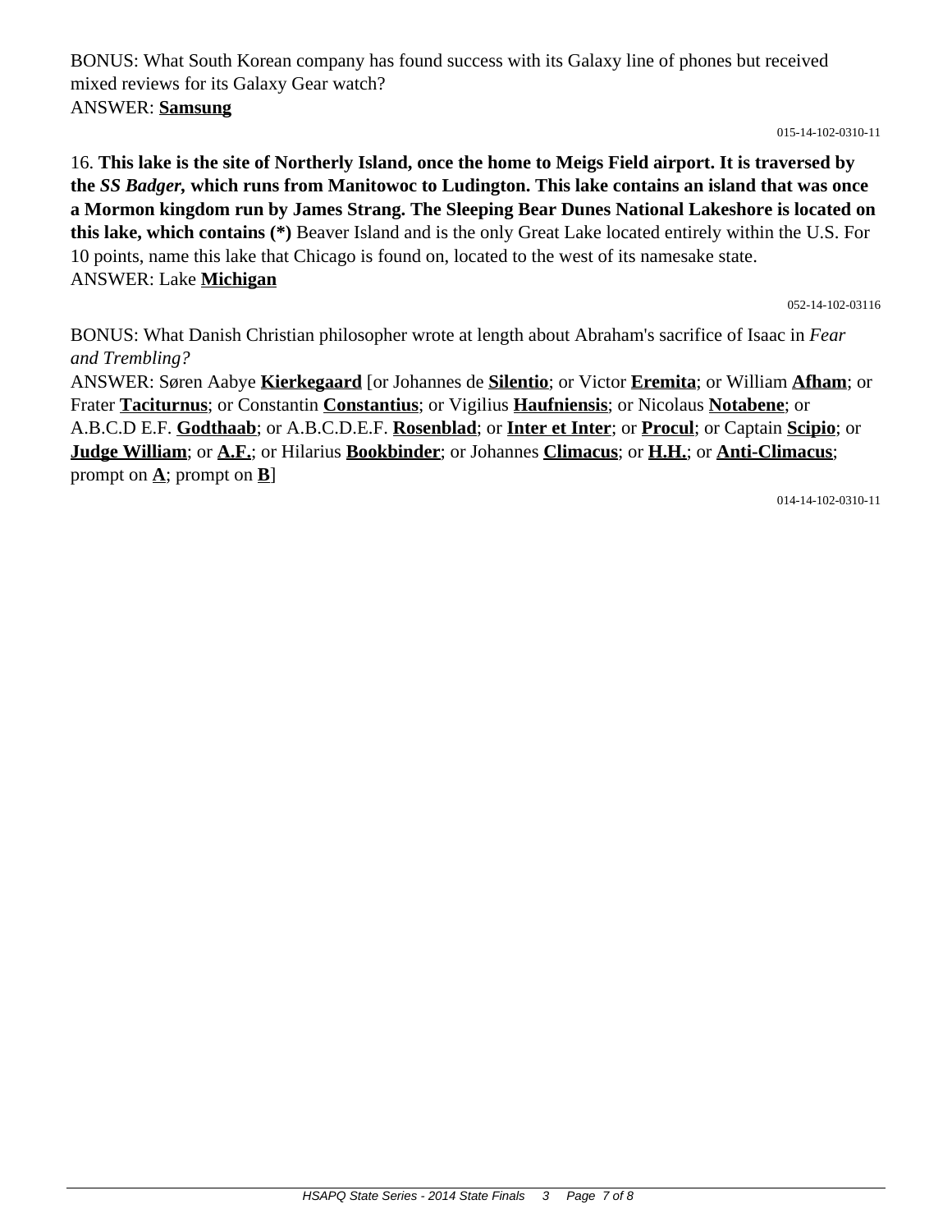BONUS: What South Korean company has found success with its Galaxy line of phones but received mixed reviews for its Galaxy Gear watch?
ANSWER: **Samsung**

015-14-102-0310-11

16. **This lake is the site of Northerly Island, once the home to Meigs Field airport. It is traversed by the *SS Badger*, which runs from Manitowoc to Ludington. This lake contains an island that was once a Mormon kingdom run by James Strang. The Sleeping Bear Dunes National Lakeshore is located on this lake, which contains (*)** Beaver Island and is the only Great Lake located entirely within the U.S. For 10 points, name this lake that Chicago is found on, located to the west of its namesake state.
ANSWER: Lake **Michigan**

052-14-102-03116

BONUS: What Danish Christian philosopher wrote at length about Abraham's sacrifice of Isaac in *Fear and Trembling?*
ANSWER: Søren Aabye **Kierkegaard** [or Johannes de **Silentio**; or Victor **Eremita**; or William **Afham**; or Frater **Taciturnus**; or Constantin **Constantius**; or Vigilius **Haufniensis**; or Nicolaus **Notabene**; or A.B.C.D E.F. **Godthaab**; or A.B.C.D.E.F. **Rosenblad**; or **Inter et Inter**; or **Procul**; or Captain **Scipio**; or **Judge William**; or **A.F.**; or Hilarius **Bookbinder**; or Johannes **Climacus**; or **H.H.**; or **Anti-Climacus**; prompt on **A**; prompt on **B**]

014-14-102-0310-11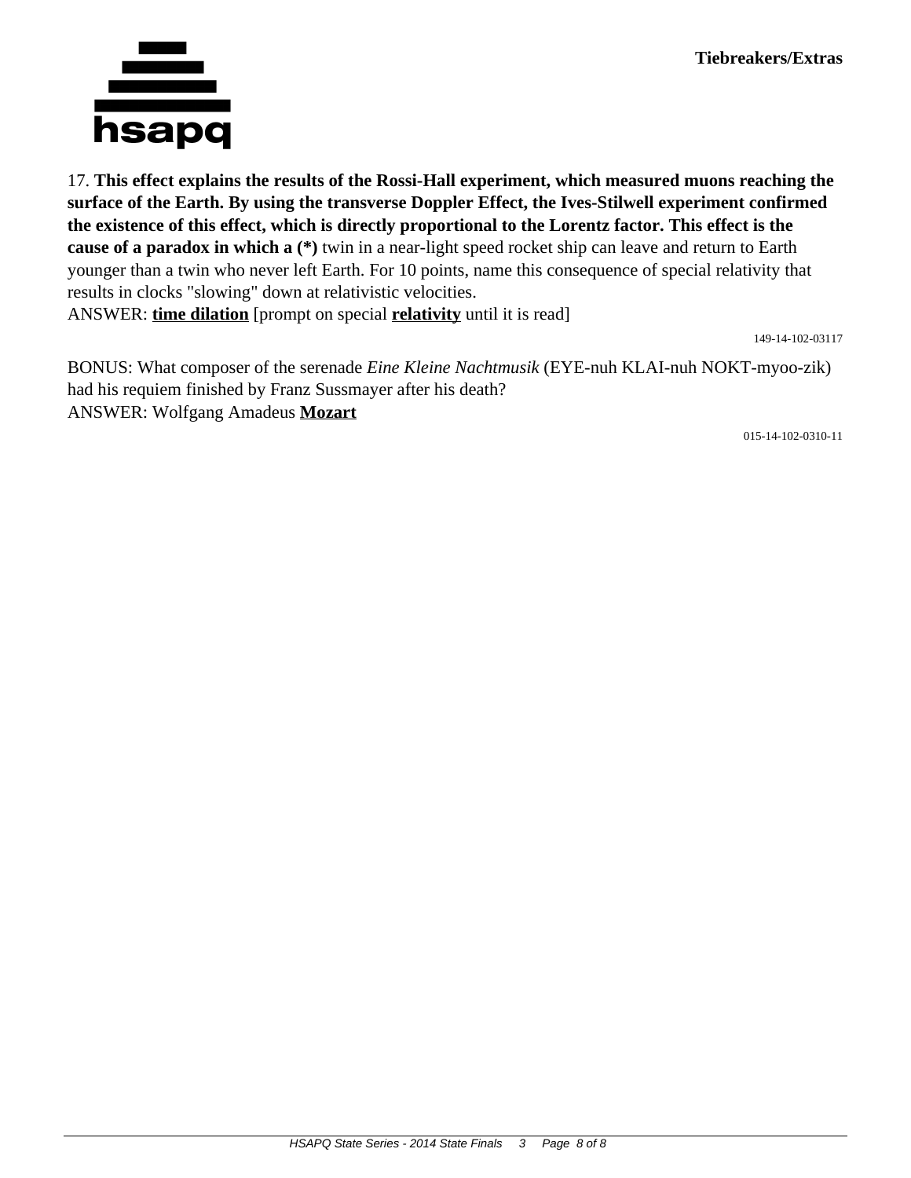**Tiebreakers/Extras**

17. **This effect explains the results of the Rossi-Hall experiment, which measured muons reaching the surface of the Earth. By using the transverse Doppler Effect, the Ives-Stilwell experiment confirmed the existence of this effect, which is directly proportional to the Lorentz factor. This effect is the cause of a paradox in which a (*)** twin in a near-light speed rocket ship can leave and return to Earth younger than a twin who never left Earth. For 10 points, name this consequence of special relativity that results in clocks "slowing" down at relativistic velocities.

ANSWER: **time dilation** [prompt on special **relativity** until it is read]

149-14-102-03117

BONUS: What composer of the serenade *Eine Kleine Nachtmusik* (EYE-nuh KLAI-nuh NOKT-myoo-zik) had his requiem finished by Franz Sussmayer after his death?

ANSWER: Wolfgang Amadeus **Mozart**

015-14-102-0310-11